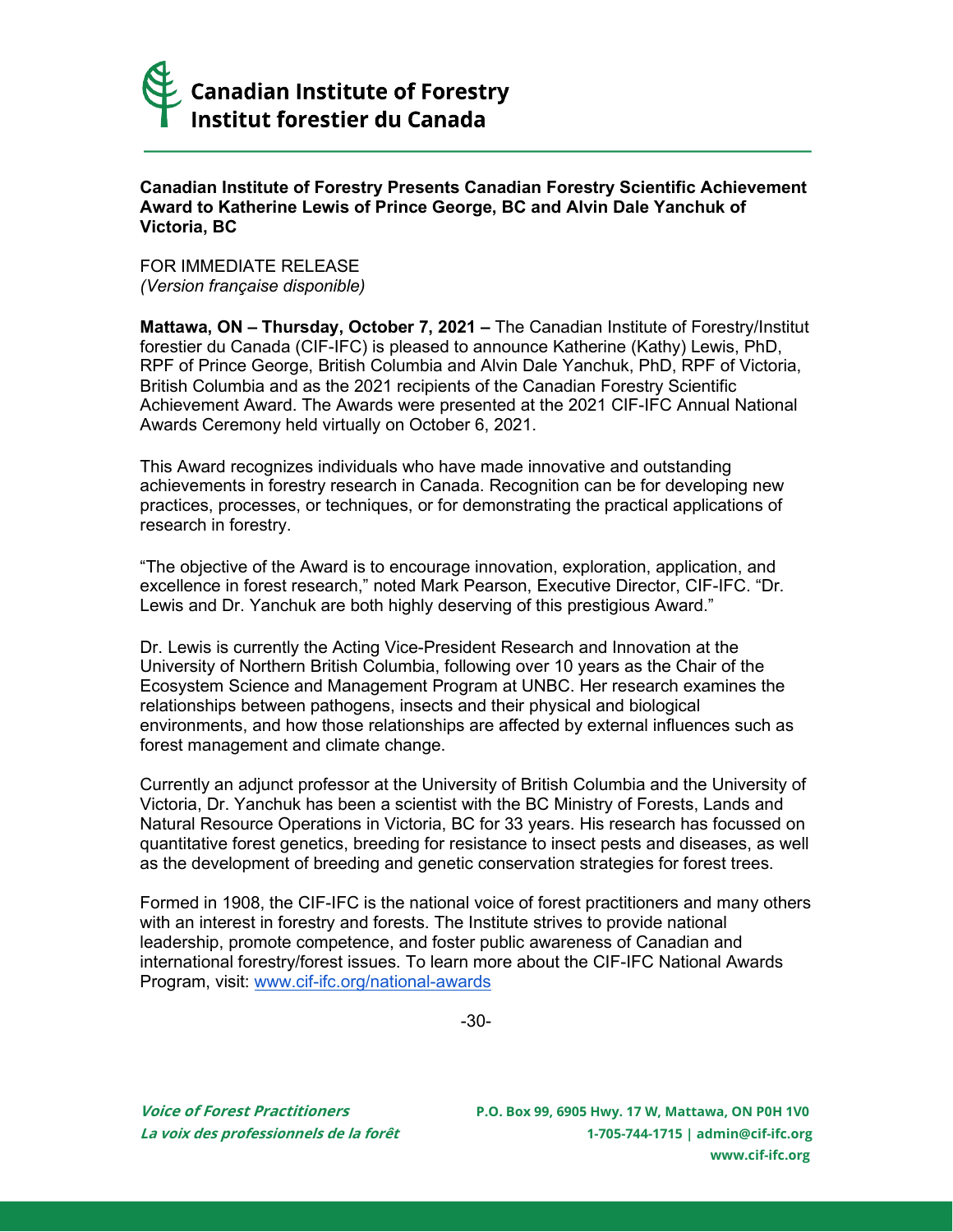**Canadian Institute of Forestry**
**Institut forestier du Canada**

---

**Canadian Institute of Forestry Presents Canadian Forestry Scientific Achievement Award to Katherine Lewis of Prince George, BC and Alvin Dale Yanchuk of Victoria, BC**

FOR IMMEDIATE RELEASE
*(Version française disponible)*

**Mattawa, ON – Thursday, October 7, 2021 –** The Canadian Institute of Forestry/Institut forestier du Canada (CIF-IFC) is pleased to announce Katherine (Kathy) Lewis, PhD, RPF of Prince George, British Columbia and Alvin Dale Yanchuk, PhD, RPF of Victoria, British Columbia and as the 2021 recipients of the Canadian Forestry Scientific Achievement Award. The Awards were presented at the 2021 CIF-IFC Annual National Awards Ceremony held virtually on October 6, 2021.

This Award recognizes individuals who have made innovative and outstanding achievements in forestry research in Canada. Recognition can be for developing new practices, processes, or techniques, or for demonstrating the practical applications of research in forestry.

"The objective of the Award is to encourage innovation, exploration, application, and excellence in forest research," noted Mark Pearson, Executive Director, CIF-IFC. "Dr. Lewis and Dr. Yanchuk are both highly deserving of this prestigious Award."

Dr. Lewis is currently the Acting Vice-President Research and Innovation at the University of Northern British Columbia, following over 10 years as the Chair of the Ecosystem Science and Management Program at UNBC. Her research examines the relationships between pathogens, insects and their physical and biological environments, and how those relationships are affected by external influences such as forest management and climate change.

Currently an adjunct professor at the University of British Columbia and the University of Victoria, Dr. Yanchuk has been a scientist with the BC Ministry of Forests, Lands and Natural Resource Operations in Victoria, BC for 33 years. His research has focussed on quantitative forest genetics, breeding for resistance to insect pests and diseases, as well as the development of breeding and genetic conservation strategies for forest trees.

Formed in 1908, the CIF-IFC is the national voice of forest practitioners and many others with an interest in forestry and forests. The Institute strives to provide national leadership, promote competence, and foster public awareness of Canadian and international forestry/forest issues. To learn more about the CIF-IFC National Awards Program, visit: [www.cif-ifc.org/national-awards](http://www.cif-ifc.org/national-awards)

-30-

***Voice of Forest Practitioners***
***La voix des professionnels de la forêt***

**P.O. Box 99, 6905 Hwy. 17 W, Mattawa, ON P0H 1V0**
**1-705-744-1715 | admin@cif-ifc.org**
**www.cif-ifc.org**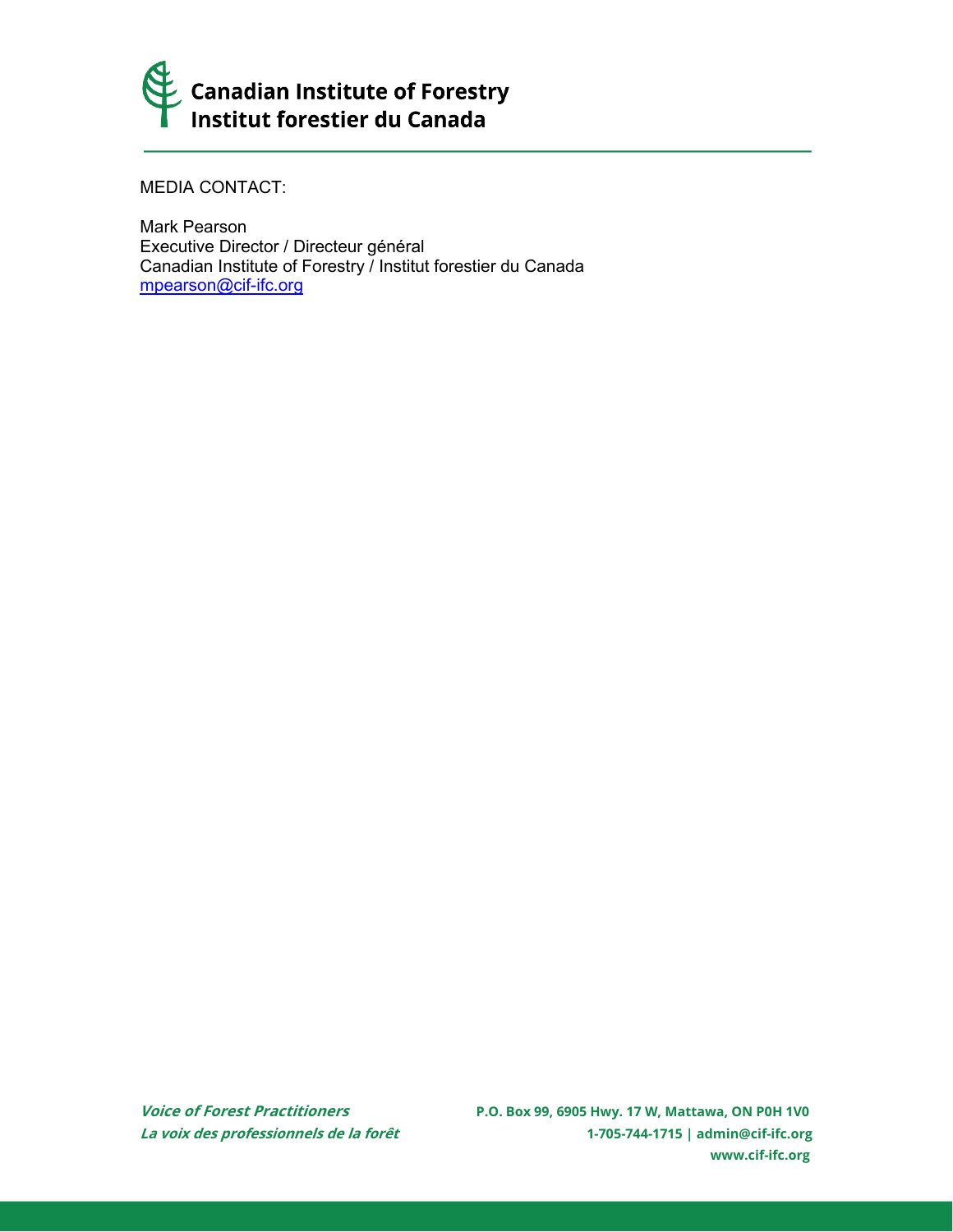MEDIA CONTACT:

Mark Pearson
Executive Director / Directeur général
Canadian Institute of Forestry / Institut forestier du Canada
mpearson@cif-ifc.org